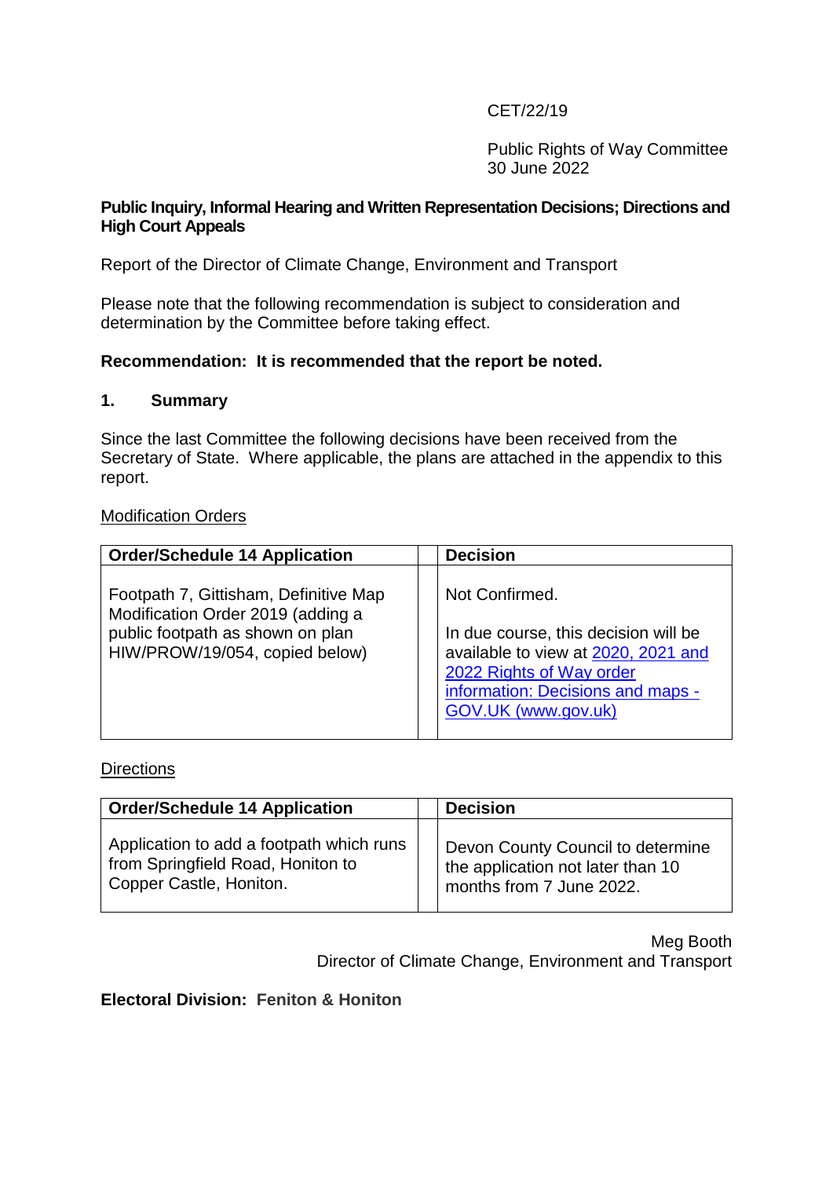CET/22/19

Public Rights of Way Committee
30 June 2022

**Public Inquiry, Informal Hearing and Written Representation Decisions; Directions and High Court Appeals**

Report of the Director of Climate Change, Environment and Transport

Please note that the following recommendation is subject to consideration and determination by the Committee before taking effect.

**Recommendation: It is recommended that the report be noted.**

## 1. Summary

Since the last Committee the following decisions have been received from the Secretary of State. Where applicable, the plans are attached in the appendix to this report.

Modification Orders

| Order/Schedule 14 Application | | Decision |
|---|---|---|
| Footpath 7, Gittisham, Definitive Map Modification Order 2019 (adding a public footpath as shown on plan HIW/PROW/19/054, copied below) | | Not Confirmed.<br><br>In due course, this decision will be available to view at [2020, 2021 and 2022 Rights of Way order information: Decisions and maps - GOV.UK (www.gov.uk)]() |

Directions

| Order/Schedule 14 Application | | Decision |
|---|---|---|
| Application to add a footpath which runs from Springfield Road, Honiton to Copper Castle, Honiton. | | Devon County Council to determine the application not later than 10 months from 7 June 2022. |

Meg Booth
Director of Climate Change, Environment and Transport

**Electoral Division: Feniton & Honiton**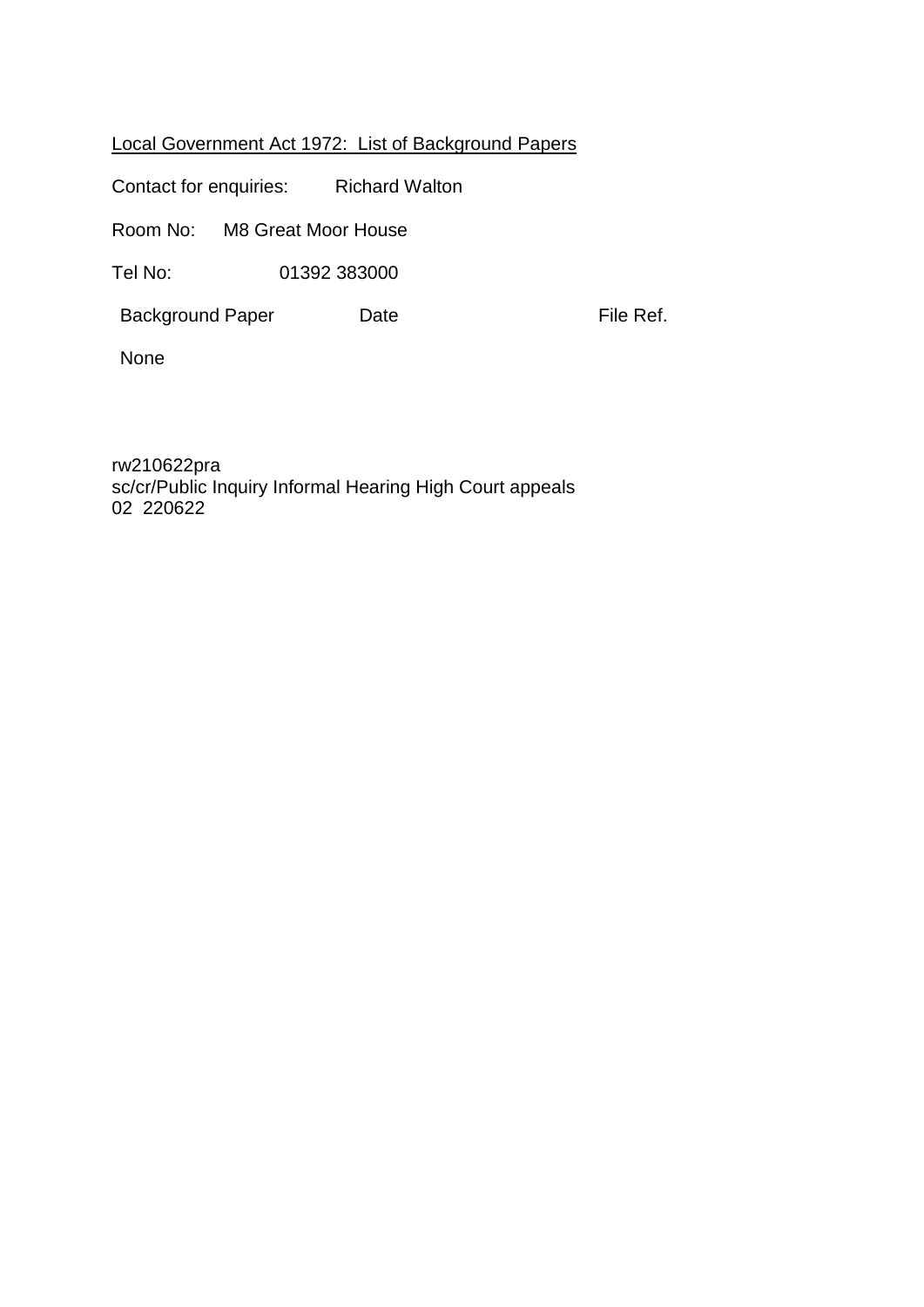<u>Local Government Act 1972: List of Background Papers</u>

Contact for enquiries: Richard Walton

Room No: M8 Great Moor House

Tel No: 01392 383000

| Background Paper | Date | File Ref. |
| --- | --- | --- |
| None | | |

rw210622pra
sc/cr/Public Inquiry Informal Hearing High Court appeals
02 220622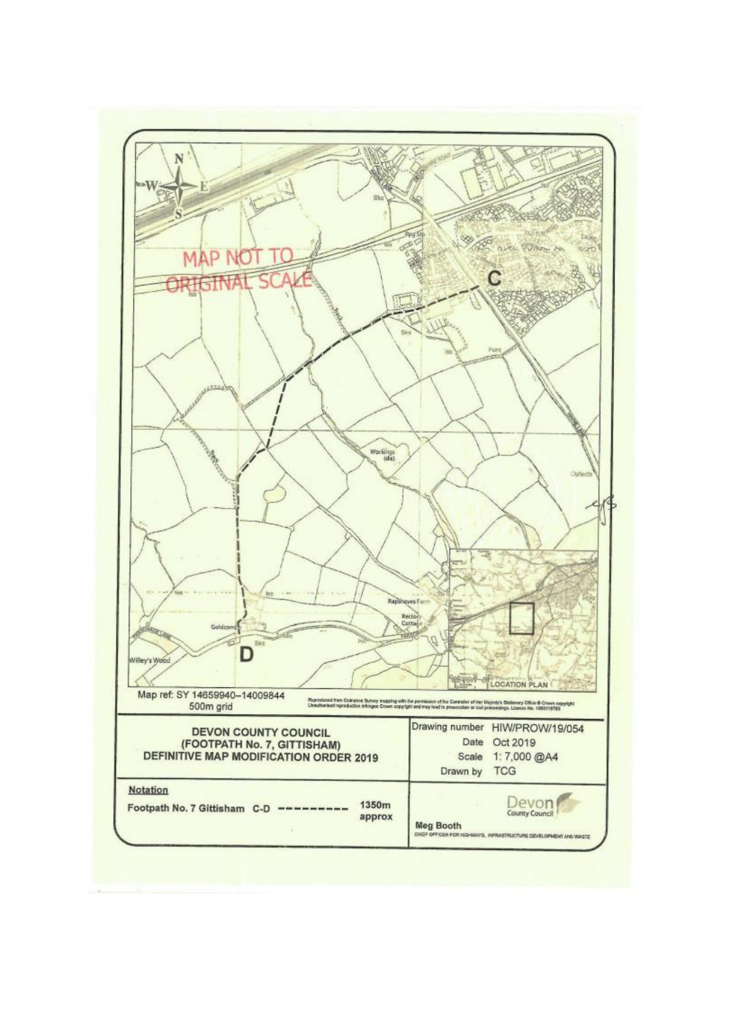MAP NOT TO ORIGINAL SCALE

C

D

LOCATION PLAN

Map ref: SY 14659940–14009844
500m grid

Reproduced from Ordnance Survey mapping with the permission of the Controller of Her Majesty's Stationery Office © Crown copyright. Unauthorised reproduction infringes Crown copyright and may lead to prosecution or civil proceedings. Licence No. 100019783

**DEVON COUNTY COUNCIL**
**(FOOTPATH No. 7, GITTISHAM)**
**DEFINITIVE MAP MODIFICATION ORDER 2019**

| | |
|---|---|
| Drawing number | HIW/PROW/19/054 |
| Date | Oct 2019 |
| Scale | 1: 7,000 @A4 |
| Drawn by | TCG |

**Notation**

Footpath No. 7 Gittisham C-D - - - - - - - - 1350m approx

Devon County Council

Meg Booth
CHIEF OFFICER FOR HIGHWAYS, INFRASTRUCTURE DEVELOPMENT AND WASTE